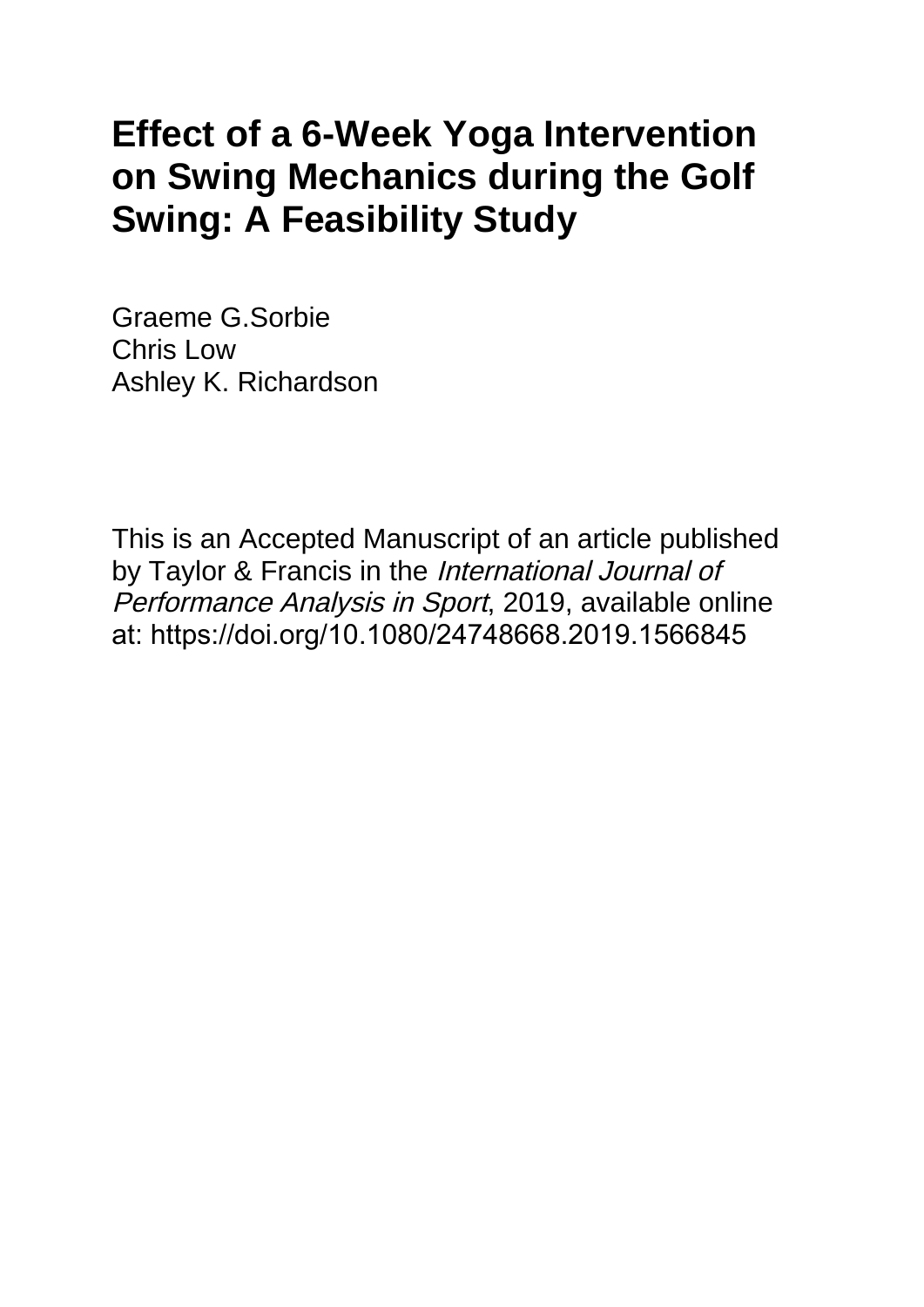# Effect of a 6-Week Yoga Intervention on Swing Mechanics during the Golf Swing: A Feasibility Study

Graeme G.Sorbie
Chris Low
Ashley K. Richardson

This is an Accepted Manuscript of an article published by Taylor & Francis in the *International Journal of Performance Analysis in Sport*, 2019, available online at: https://doi.org/10.1080/24748668.2019.1566845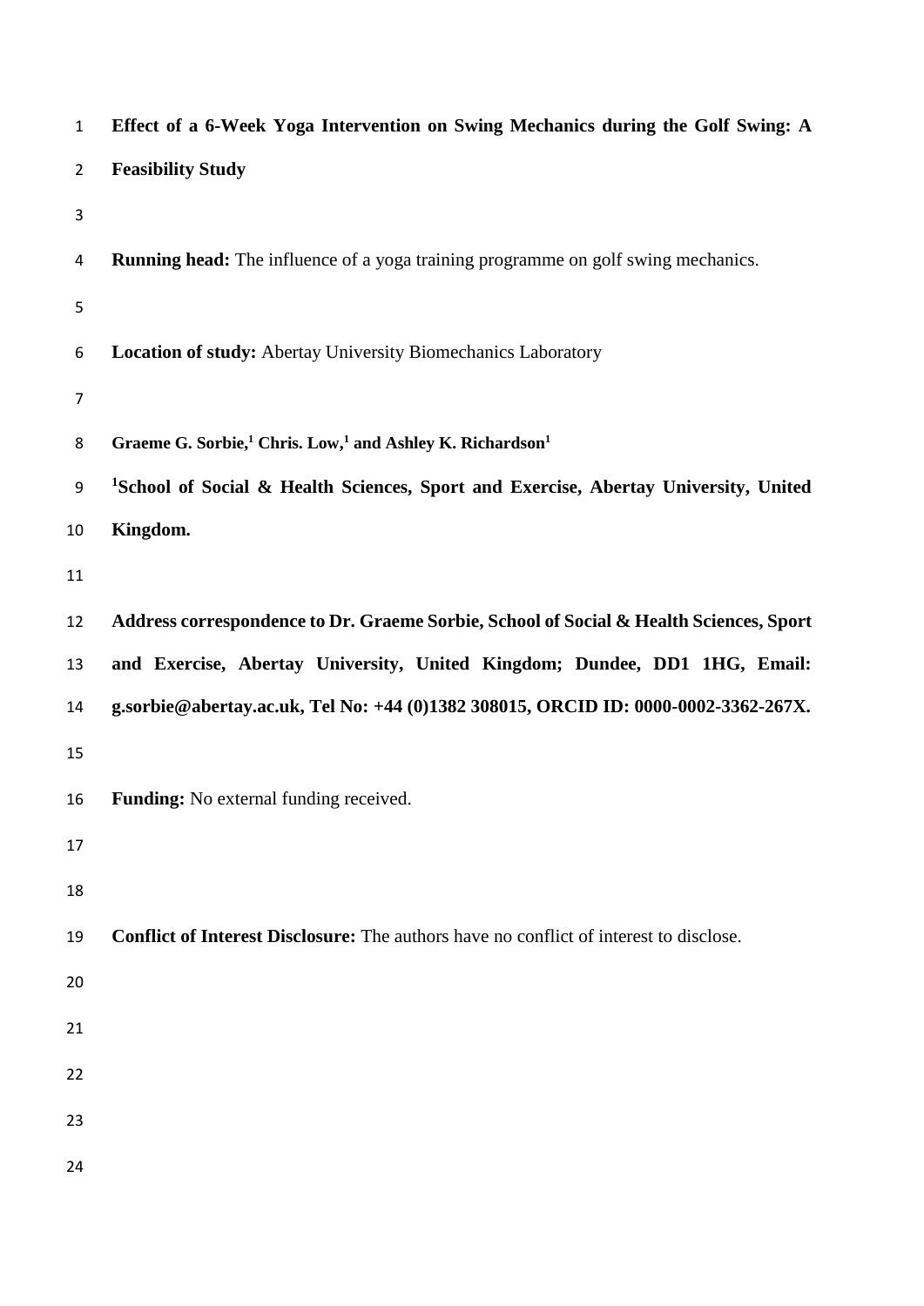# Effect of a 6-Week Yoga Intervention on Swing Mechanics during the Golf Swing: A Feasibility Study

**Running head:** The influence of a yoga training programme on golf swing mechanics.

**Location of study:** Abertay University Biomechanics Laboratory

**Graeme G. Sorbie,[1] Chris. Low,[1] and Ashley K. Richardson[1]**

**[1]School of Social & Health Sciences, Sport and Exercise, Abertay University, United Kingdom.**

**Address correspondence to Dr. Graeme Sorbie, School of Social & Health Sciences, Sport and Exercise, Abertay University, United Kingdom; Dundee, DD1 1HG, Email: g.sorbie@abertay.ac.uk, Tel No: +44 (0)1382 308015, ORCID ID: 0000-0002-3362-267X.**

**Funding:** No external funding received.

**Conflict of Interest Disclosure:** The authors have no conflict of interest to disclose.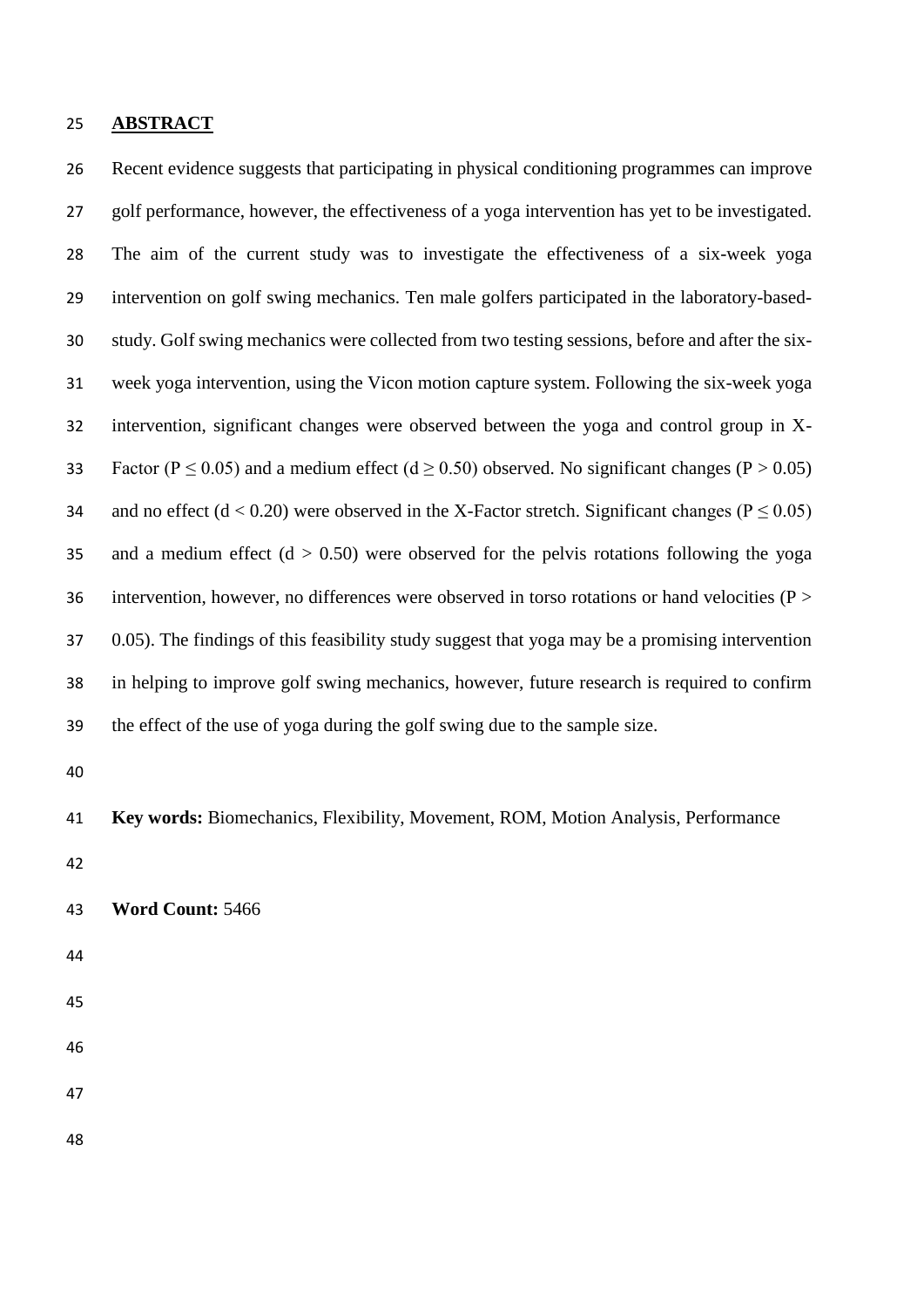## ABSTRACT

Recent evidence suggests that participating in physical conditioning programmes can improve golf performance, however, the effectiveness of a yoga intervention has yet to be investigated. The aim of the current study was to investigate the effectiveness of a six-week yoga intervention on golf swing mechanics. Ten male golfers participated in the laboratory-based-study. Golf swing mechanics were collected from two testing sessions, before and after the six-week yoga intervention, using the Vicon motion capture system. Following the six-week yoga intervention, significant changes were observed between the yoga and control group in X-Factor ($P \leq 0.05$) and a medium effect ($d \geq 0.50$) observed. No significant changes ($P > 0.05$) and no effect ($d < 0.20$) were observed in the X-Factor stretch. Significant changes ($P \leq 0.05$) and a medium effect ($d > 0.50$) were observed for the pelvis rotations following the yoga intervention, however, no differences were observed in torso rotations or hand velocities ($P > 0.05$). The findings of this feasibility study suggest that yoga may be a promising intervention in helping to improve golf swing mechanics, however, future research is required to confirm the effect of the use of yoga during the golf swing due to the sample size.

**Key words:** Biomechanics, Flexibility, Movement, ROM, Motion Analysis, Performance

**Word Count:** 5466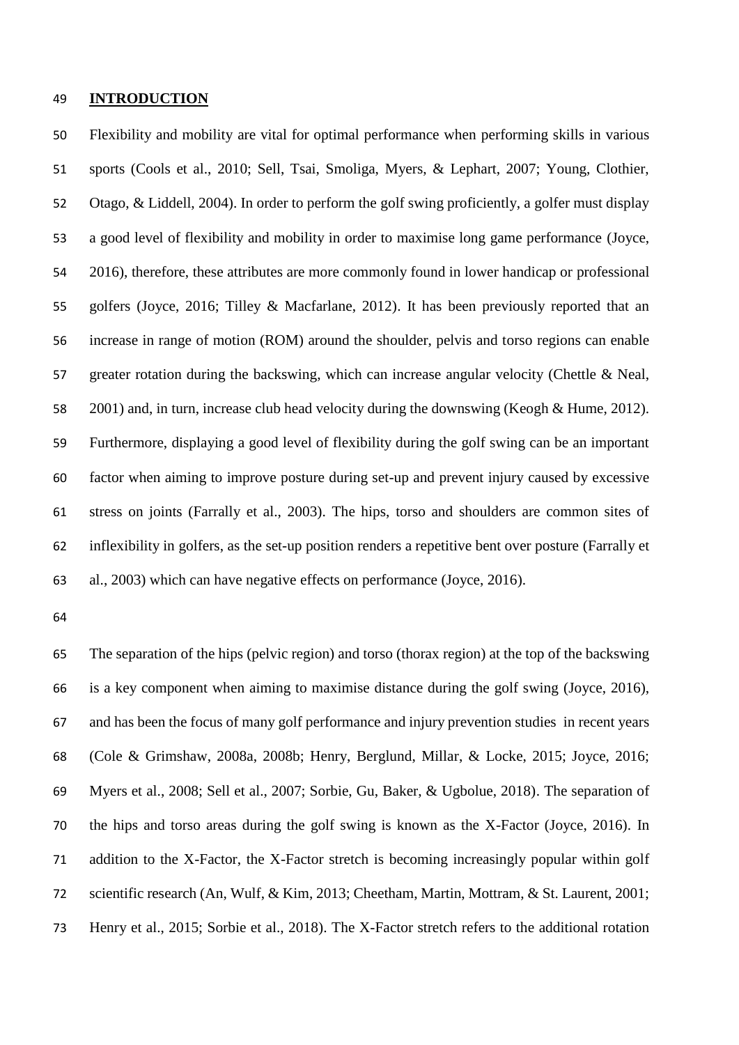## INTRODUCTION

Flexibility and mobility are vital for optimal performance when performing skills in various sports (Cools et al., 2010; Sell, Tsai, Smoliga, Myers, & Lephart, 2007; Young, Clothier, Otago, & Liddell, 2004). In order to perform the golf swing proficiently, a golfer must display a good level of flexibility and mobility in order to maximise long game performance (Joyce, 2016), therefore, these attributes are more commonly found in lower handicap or professional golfers (Joyce, 2016; Tilley & Macfarlane, 2012). It has been previously reported that an increase in range of motion (ROM) around the shoulder, pelvis and torso regions can enable greater rotation during the backswing, which can increase angular velocity (Chettle & Neal, 2001) and, in turn, increase club head velocity during the downswing (Keogh & Hume, 2012). Furthermore, displaying a good level of flexibility during the golf swing can be an important factor when aiming to improve posture during set-up and prevent injury caused by excessive stress on joints (Farrally et al., 2003). The hips, torso and shoulders are common sites of inflexibility in golfers, as the set-up position renders a repetitive bent over posture (Farrally et al., 2003) which can have negative effects on performance (Joyce, 2016).

The separation of the hips (pelvic region) and torso (thorax region) at the top of the backswing is a key component when aiming to maximise distance during the golf swing (Joyce, 2016), and has been the focus of many golf performance and injury prevention studies in recent years (Cole & Grimshaw, 2008a, 2008b; Henry, Berglund, Millar, & Locke, 2015; Joyce, 2016; Myers et al., 2008; Sell et al., 2007; Sorbie, Gu, Baker, & Ugbolue, 2018). The separation of the hips and torso areas during the golf swing is known as the X-Factor (Joyce, 2016). In addition to the X-Factor, the X-Factor stretch is becoming increasingly popular within golf scientific research (An, Wulf, & Kim, 2013; Cheetham, Martin, Mottram, & St. Laurent, 2001; Henry et al., 2015; Sorbie et al., 2018). The X-Factor stretch refers to the additional rotation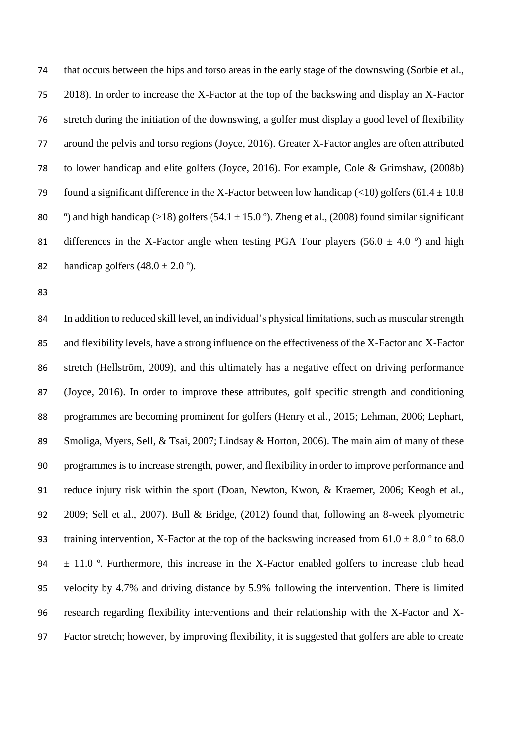that occurs between the hips and torso areas in the early stage of the downswing (Sorbie et al., 2018). In order to increase the X-Factor at the top of the backswing and display an X-Factor stretch during the initiation of the downswing, a golfer must display a good level of flexibility around the pelvis and torso regions (Joyce, 2016). Greater X-Factor angles are often attributed to lower handicap and elite golfers (Joyce, 2016). For example, Cole & Grimshaw, (2008b) found a significant difference in the X-Factor between low handicap (<10) golfers (61.4 ± 10.8 º) and high handicap (>18) golfers (54.1 ± 15.0 º). Zheng et al., (2008) found similar significant differences in the X-Factor angle when testing PGA Tour players (56.0 ± 4.0 º) and high handicap golfers (48.0 ± 2.0 º).

In addition to reduced skill level, an individual's physical limitations, such as muscular strength and flexibility levels, have a strong influence on the effectiveness of the X-Factor and X-Factor stretch (Hellström, 2009), and this ultimately has a negative effect on driving performance (Joyce, 2016). In order to improve these attributes, golf specific strength and conditioning programmes are becoming prominent for golfers (Henry et al., 2015; Lehman, 2006; Lephart, Smoliga, Myers, Sell, & Tsai, 2007; Lindsay & Horton, 2006). The main aim of many of these programmes is to increase strength, power, and flexibility in order to improve performance and reduce injury risk within the sport (Doan, Newton, Kwon, & Kraemer, 2006; Keogh et al., 2009; Sell et al., 2007). Bull & Bridge, (2012) found that, following an 8-week plyometric training intervention, X-Factor at the top of the backswing increased from 61.0 ± 8.0 º to 68.0 ± 11.0 º. Furthermore, this increase in the X-Factor enabled golfers to increase club head velocity by 4.7% and driving distance by 5.9% following the intervention. There is limited research regarding flexibility interventions and their relationship with the X-Factor and X-Factor stretch; however, by improving flexibility, it is suggested that golfers are able to create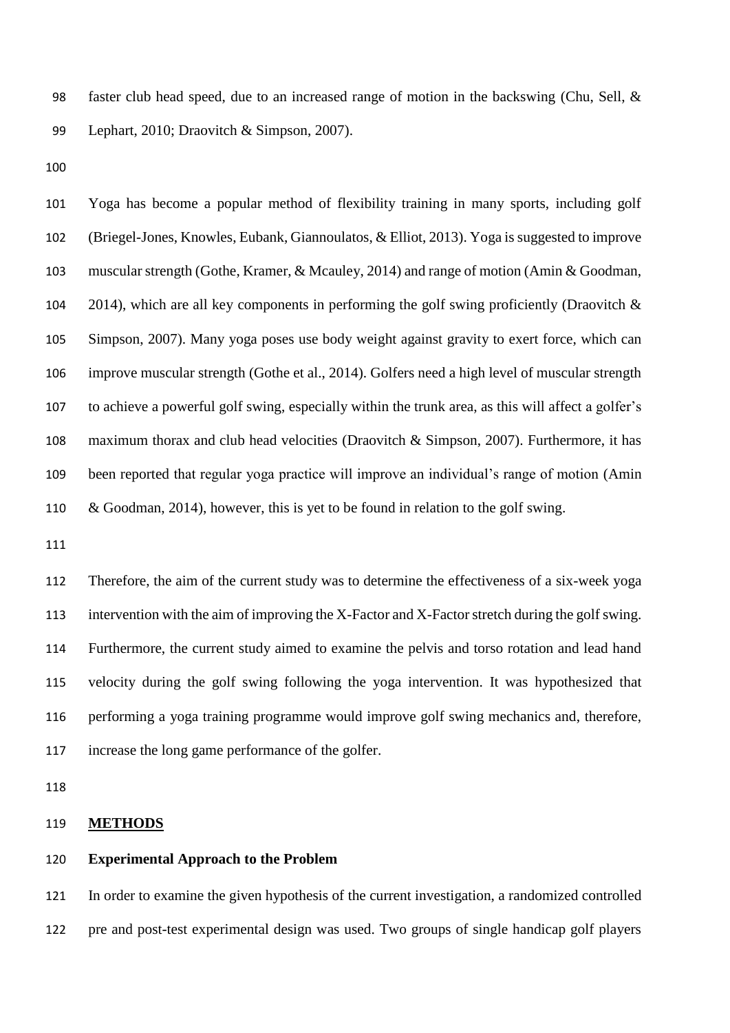faster club head speed, due to an increased range of motion in the backswing (Chu, Sell, & Lephart, 2010; Draovitch & Simpson, 2007).

Yoga has become a popular method of flexibility training in many sports, including golf (Briegel-Jones, Knowles, Eubank, Giannoulatos, & Elliot, 2013). Yoga is suggested to improve muscular strength (Gothe, Kramer, & Mcauley, 2014) and range of motion (Amin & Goodman, 2014), which are all key components in performing the golf swing proficiently (Draovitch & Simpson, 2007). Many yoga poses use body weight against gravity to exert force, which can improve muscular strength (Gothe et al., 2014). Golfers need a high level of muscular strength to achieve a powerful golf swing, especially within the trunk area, as this will affect a golfer's maximum thorax and club head velocities (Draovitch & Simpson, 2007). Furthermore, it has been reported that regular yoga practice will improve an individual's range of motion (Amin & Goodman, 2014), however, this is yet to be found in relation to the golf swing.

Therefore, the aim of the current study was to determine the effectiveness of a six-week yoga intervention with the aim of improving the X-Factor and X-Factor stretch during the golf swing. Furthermore, the current study aimed to examine the pelvis and torso rotation and lead hand velocity during the golf swing following the yoga intervention. It was hypothesized that performing a yoga training programme would improve golf swing mechanics and, therefore, increase the long game performance of the golfer.

## METHODS

### Experimental Approach to the Problem

In order to examine the given hypothesis of the current investigation, a randomized controlled pre and post-test experimental design was used. Two groups of single handicap golf players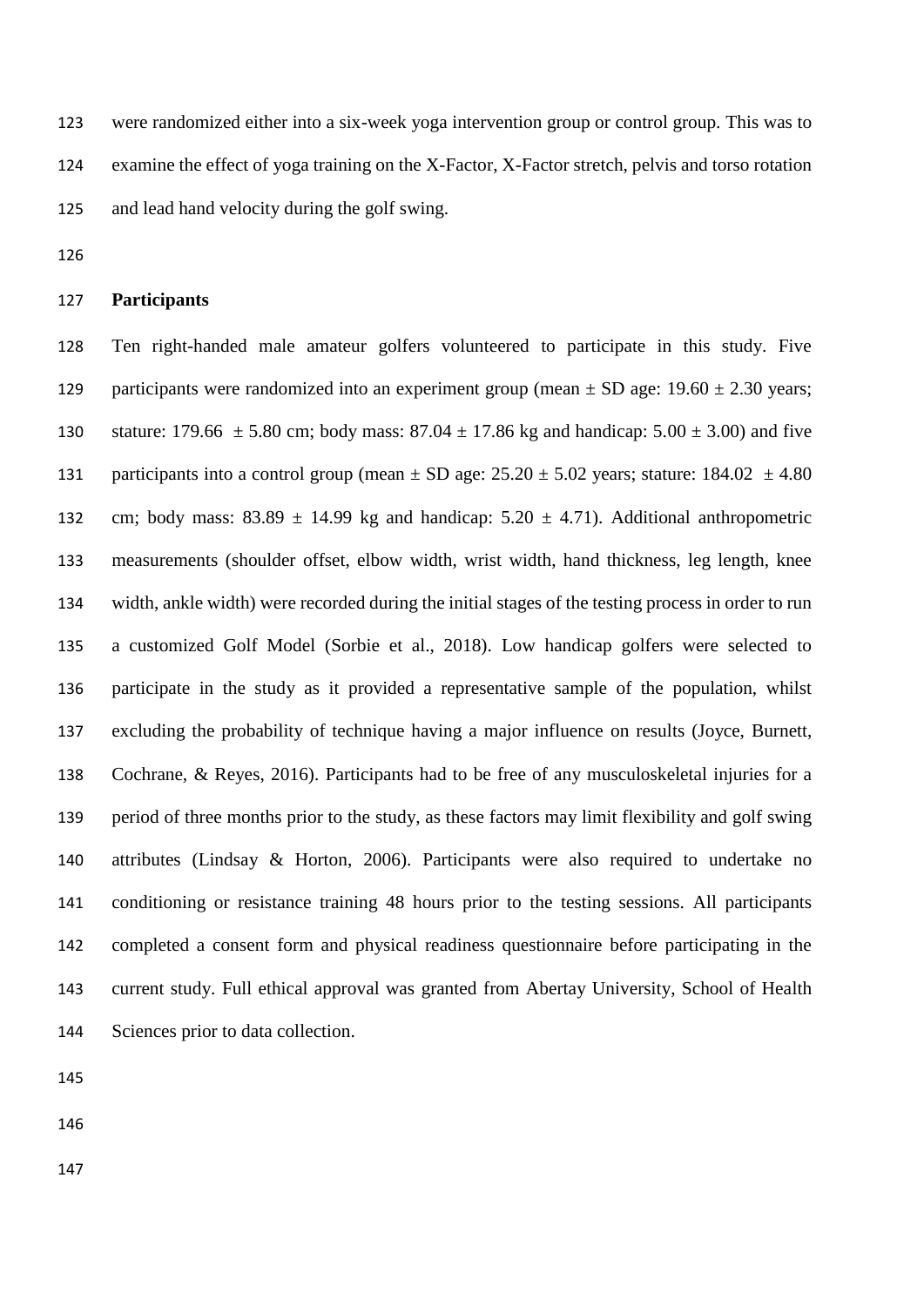were randomized either into a six-week yoga intervention group or control group. This was to examine the effect of yoga training on the X-Factor, X-Factor stretch, pelvis and torso rotation and lead hand velocity during the golf swing.

## Participants

Ten right-handed male amateur golfers volunteered to participate in this study. Five participants were randomized into an experiment group (mean ± SD age: 19.60 ± 2.30 years; stature: 179.66 ± 5.80 cm; body mass: 87.04 ± 17.86 kg and handicap: 5.00 ± 3.00) and five participants into a control group (mean ± SD age: 25.20 ± 5.02 years; stature: 184.02 ± 4.80 cm; body mass: 83.89 ± 14.99 kg and handicap: 5.20 ± 4.71). Additional anthropometric measurements (shoulder offset, elbow width, wrist width, hand thickness, leg length, knee width, ankle width) were recorded during the initial stages of the testing process in order to run a customized Golf Model (Sorbie et al., 2018). Low handicap golfers were selected to participate in the study as it provided a representative sample of the population, whilst excluding the probability of technique having a major influence on results (Joyce, Burnett, Cochrane, & Reyes, 2016). Participants had to be free of any musculoskeletal injuries for a period of three months prior to the study, as these factors may limit flexibility and golf swing attributes (Lindsay & Horton, 2006). Participants were also required to undertake no conditioning or resistance training 48 hours prior to the testing sessions. All participants completed a consent form and physical readiness questionnaire before participating in the current study. Full ethical approval was granted from Abertay University, School of Health Sciences prior to data collection.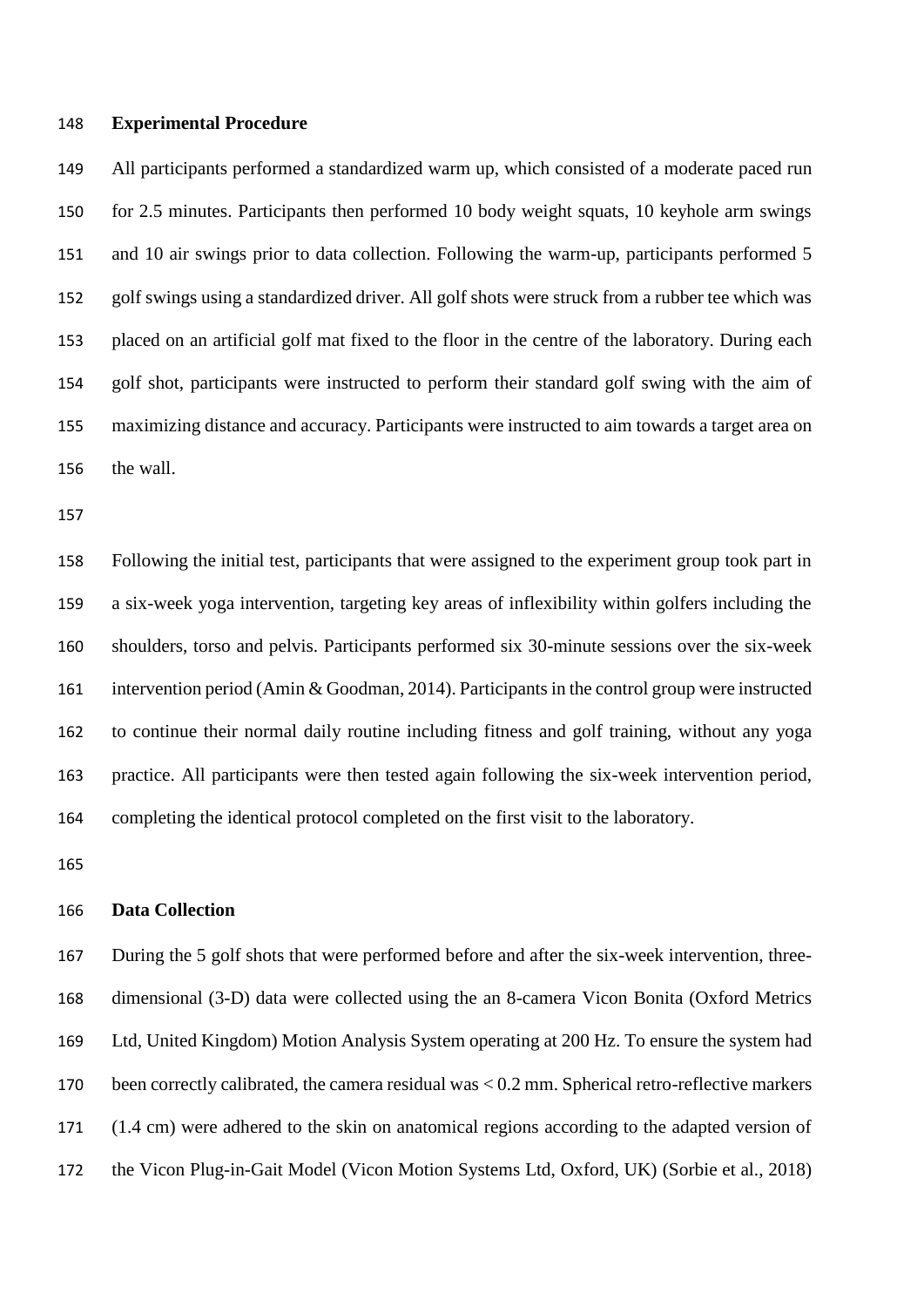## Experimental Procedure

All participants performed a standardized warm up, which consisted of a moderate paced run for 2.5 minutes. Participants then performed 10 body weight squats, 10 keyhole arm swings and 10 air swings prior to data collection. Following the warm-up, participants performed 5 golf swings using a standardized driver. All golf shots were struck from a rubber tee which was placed on an artificial golf mat fixed to the floor in the centre of the laboratory. During each golf shot, participants were instructed to perform their standard golf swing with the aim of maximizing distance and accuracy. Participants were instructed to aim towards a target area on the wall.

Following the initial test, participants that were assigned to the experiment group took part in a six-week yoga intervention, targeting key areas of inflexibility within golfers including the shoulders, torso and pelvis. Participants performed six 30-minute sessions over the six-week intervention period (Amin & Goodman, 2014). Participants in the control group were instructed to continue their normal daily routine including fitness and golf training, without any yoga practice. All participants were then tested again following the six-week intervention period, completing the identical protocol completed on the first visit to the laboratory.

## Data Collection

During the 5 golf shots that were performed before and after the six-week intervention, three-dimensional (3-D) data were collected using the an 8-camera Vicon Bonita (Oxford Metrics Ltd, United Kingdom) Motion Analysis System operating at 200 Hz. To ensure the system had been correctly calibrated, the camera residual was < 0.2 mm. Spherical retro-reflective markers (1.4 cm) were adhered to the skin on anatomical regions according to the adapted version of the Vicon Plug-in-Gait Model (Vicon Motion Systems Ltd, Oxford, UK) (Sorbie et al., 2018)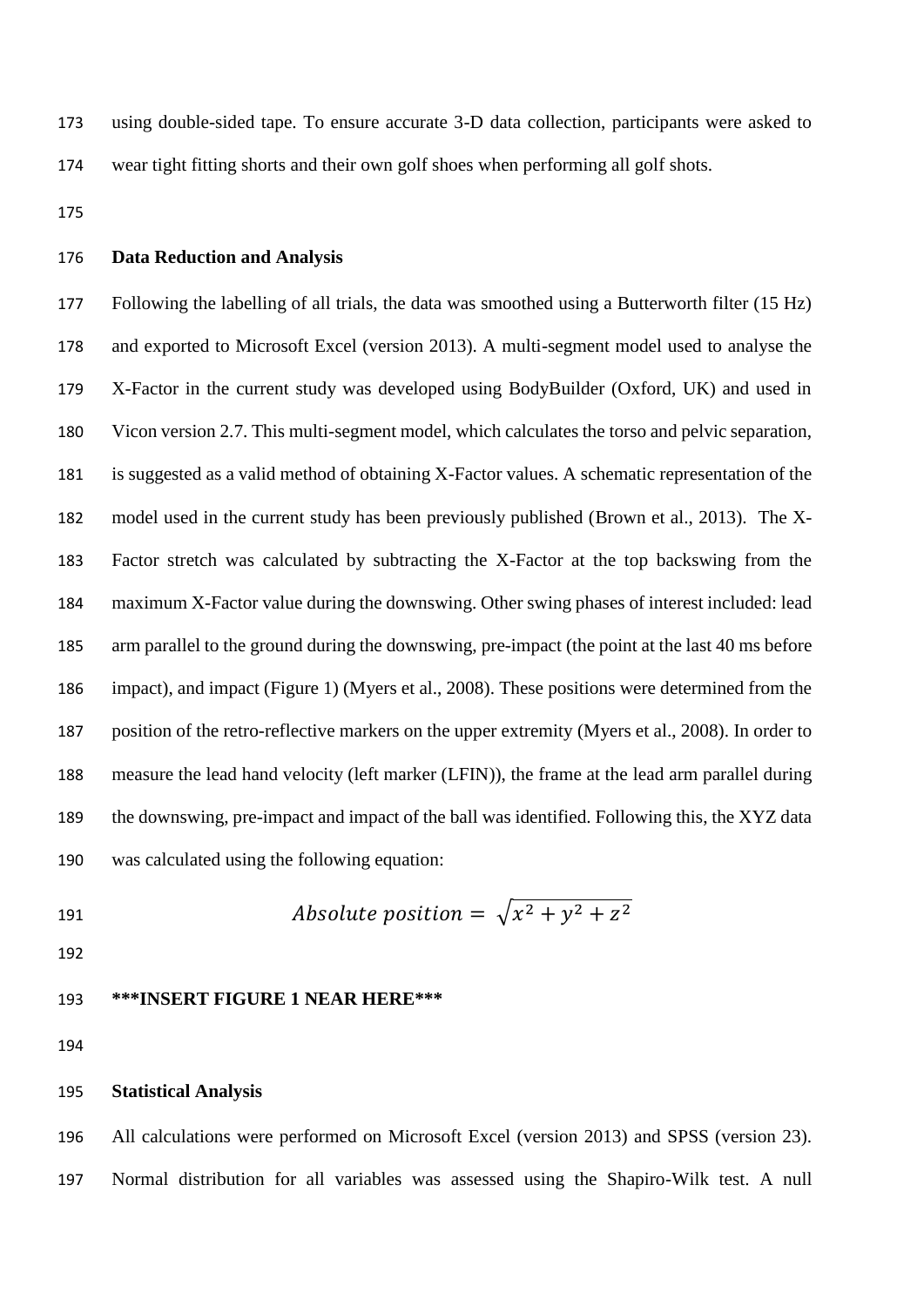using double-sided tape. To ensure accurate 3-D data collection, participants were asked to wear tight fitting shorts and their own golf shoes when performing all golf shots.

## Data Reduction and Analysis

Following the labelling of all trials, the data was smoothed using a Butterworth filter (15 Hz) and exported to Microsoft Excel (version 2013). A multi-segment model used to analyse the X-Factor in the current study was developed using BodyBuilder (Oxford, UK) and used in Vicon version 2.7. This multi-segment model, which calculates the torso and pelvic separation, is suggested as a valid method of obtaining X-Factor values. A schematic representation of the model used in the current study has been previously published (Brown et al., 2013). The X-Factor stretch was calculated by subtracting the X-Factor at the top backswing from the maximum X-Factor value during the downswing. Other swing phases of interest included: lead arm parallel to the ground during the downswing, pre-impact (the point at the last 40 ms before impact), and impact (Figure 1) (Myers et al., 2008). These positions were determined from the position of the retro-reflective markers on the upper extremity (Myers et al., 2008). In order to measure the lead hand velocity (left marker (LFIN)), the frame at the lead arm parallel during the downswing, pre-impact and impact of the ball was identified. Following this, the XYZ data was calculated using the following equation:

$$Absolute\ position = \sqrt{x^2 + y^2 + z^2}$$

**\*\*\*INSERT FIGURE 1 NEAR HERE\*\*\***

## Statistical Analysis

All calculations were performed on Microsoft Excel (version 2013) and SPSS (version 23). Normal distribution for all variables was assessed using the Shapiro-Wilk test. A null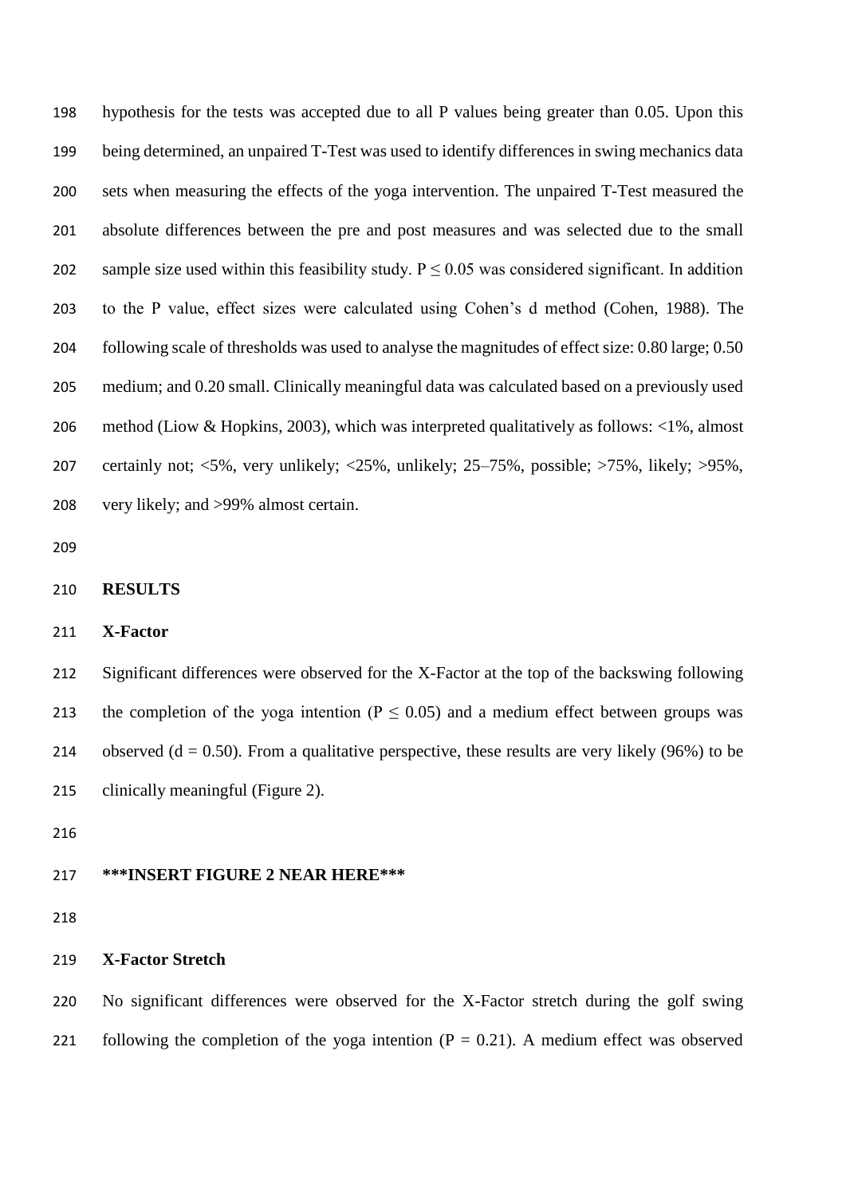hypothesis for the tests was accepted due to all P values being greater than 0.05. Upon this being determined, an unpaired T-Test was used to identify differences in swing mechanics data sets when measuring the effects of the yoga intervention. The unpaired T-Test measured the absolute differences between the pre and post measures and was selected due to the small sample size used within this feasibility study. $P \leq 0.05$ was considered significant. In addition to the P value, effect sizes were calculated using Cohen's d method (Cohen, 1988). The following scale of thresholds was used to analyse the magnitudes of effect size: 0.80 large; 0.50 medium; and 0.20 small. Clinically meaningful data was calculated based on a previously used method (Liow & Hopkins, 2003), which was interpreted qualitatively as follows: <1%, almost certainly not; <5%, very unlikely; <25%, unlikely; 25–75%, possible; >75%, likely; >95%, very likely; and >99% almost certain.

## RESULTS

### X-Factor

Significant differences were observed for the X-Factor at the top of the backswing following the completion of the yoga intention ($P \leq 0.05$) and a medium effect between groups was observed ($d = 0.50$). From a qualitative perspective, these results are very likely (96%) to be clinically meaningful (Figure 2).

**\*\*\*INSERT FIGURE 2 NEAR HERE\*\*\***

### X-Factor Stretch

No significant differences were observed for the X-Factor stretch during the golf swing following the completion of the yoga intention ($P = 0.21$). A medium effect was observed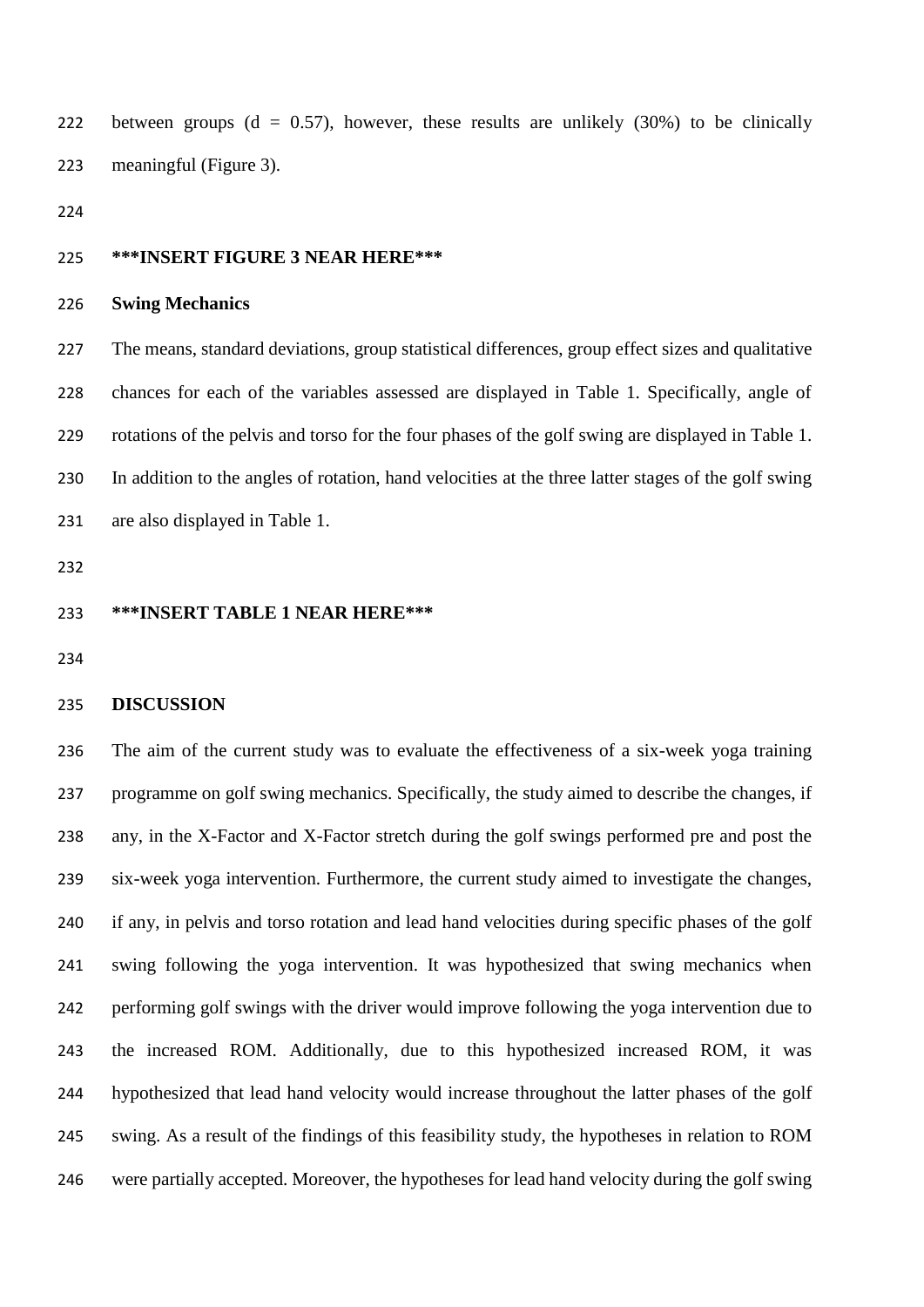between groups ($d = 0.57$), however, these results are unlikely (30%) to be clinically meaningful (Figure 3).

***INSERT FIGURE 3 NEAR HERE***

**Swing Mechanics**

The means, standard deviations, group statistical differences, group effect sizes and qualitative chances for each of the variables assessed are displayed in Table 1. Specifically, angle of rotations of the pelvis and torso for the four phases of the golf swing are displayed in Table 1. In addition to the angles of rotation, hand velocities at the three latter stages of the golf swing are also displayed in Table 1.

***INSERT TABLE 1 NEAR HERE***

## DISCUSSION

The aim of the current study was to evaluate the effectiveness of a six-week yoga training programme on golf swing mechanics. Specifically, the study aimed to describe the changes, if any, in the X-Factor and X-Factor stretch during the golf swings performed pre and post the six-week yoga intervention. Furthermore, the current study aimed to investigate the changes, if any, in pelvis and torso rotation and lead hand velocities during specific phases of the golf swing following the yoga intervention. It was hypothesized that swing mechanics when performing golf swings with the driver would improve following the yoga intervention due to the increased ROM. Additionally, due to this hypothesized increased ROM, it was hypothesized that lead hand velocity would increase throughout the latter phases of the golf swing. As a result of the findings of this feasibility study, the hypotheses in relation to ROM were partially accepted. Moreover, the hypotheses for lead hand velocity during the golf swing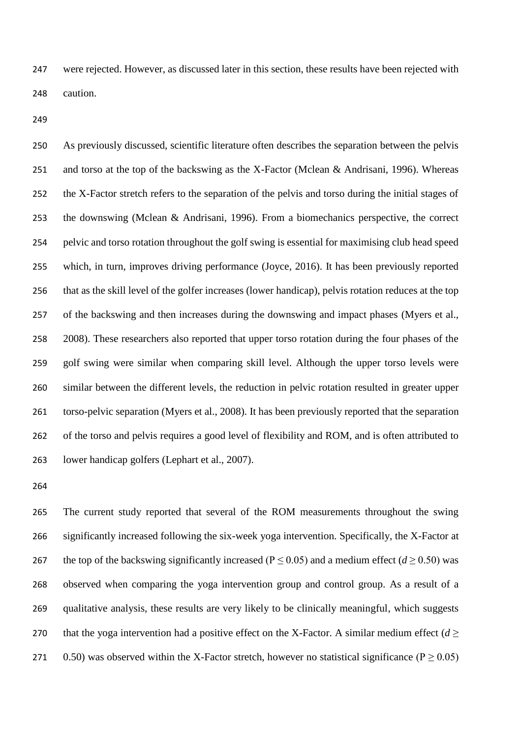were rejected. However, as discussed later in this section, these results have been rejected with caution.

As previously discussed, scientific literature often describes the separation between the pelvis and torso at the top of the backswing as the X-Factor (Mclean & Andrisani, 1996). Whereas the X-Factor stretch refers to the separation of the pelvis and torso during the initial stages of the downswing (Mclean & Andrisani, 1996). From a biomechanics perspective, the correct pelvic and torso rotation throughout the golf swing is essential for maximising club head speed which, in turn, improves driving performance (Joyce, 2016). It has been previously reported that as the skill level of the golfer increases (lower handicap), pelvis rotation reduces at the top of the backswing and then increases during the downswing and impact phases (Myers et al., 2008). These researchers also reported that upper torso rotation during the four phases of the golf swing were similar when comparing skill level. Although the upper torso levels were similar between the different levels, the reduction in pelvic rotation resulted in greater upper torso-pelvic separation (Myers et al., 2008). It has been previously reported that the separation of the torso and pelvis requires a good level of flexibility and ROM, and is often attributed to lower handicap golfers (Lephart et al., 2007).

The current study reported that several of the ROM measurements throughout the swing significantly increased following the six-week yoga intervention. Specifically, the X-Factor at the top of the backswing significantly increased ($P \leq 0.05$) and a medium effect ($d \geq 0.50$) was observed when comparing the yoga intervention group and control group. As a result of a qualitative analysis, these results are very likely to be clinically meaningful, which suggests that the yoga intervention had a positive effect on the X-Factor. A similar medium effect ($d \geq 0.50$) was observed within the X-Factor stretch, however no statistical significance ($P \geq 0.05$)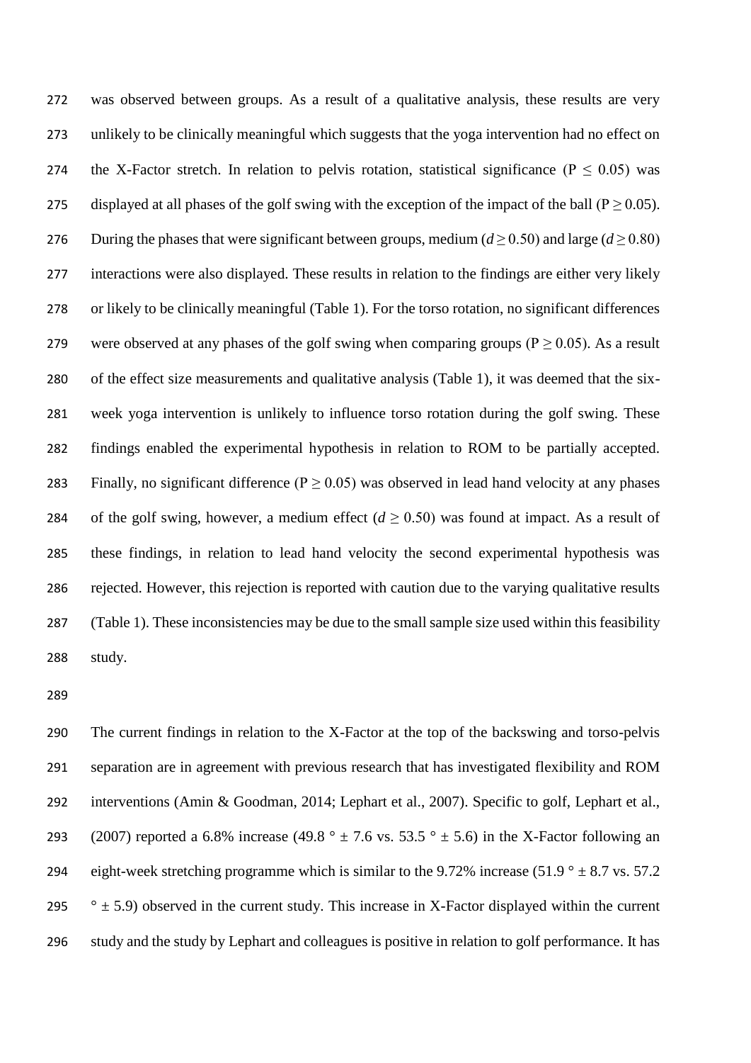was observed between groups. As a result of a qualitative analysis, these results are very unlikely to be clinically meaningful which suggests that the yoga intervention had no effect on the X-Factor stretch. In relation to pelvis rotation, statistical significance ($P \leq 0.05$) was displayed at all phases of the golf swing with the exception of the impact of the ball ($P \geq 0.05$). During the phases that were significant between groups, medium ($d \geq 0.50$) and large ($d \geq 0.80$) interactions were also displayed. These results in relation to the findings are either very likely or likely to be clinically meaningful (Table 1). For the torso rotation, no significant differences were observed at any phases of the golf swing when comparing groups ($P \geq 0.05$). As a result of the effect size measurements and qualitative analysis (Table 1), it was deemed that the six-week yoga intervention is unlikely to influence torso rotation during the golf swing. These findings enabled the experimental hypothesis in relation to ROM to be partially accepted. Finally, no significant difference ($P \geq 0.05$) was observed in lead hand velocity at any phases of the golf swing, however, a medium effect ($d \geq 0.50$) was found at impact. As a result of these findings, in relation to lead hand velocity the second experimental hypothesis was rejected. However, this rejection is reported with caution due to the varying qualitative results (Table 1). These inconsistencies may be due to the small sample size used within this feasibility study.

The current findings in relation to the X-Factor at the top of the backswing and torso-pelvis separation are in agreement with previous research that has investigated flexibility and ROM interventions (Amin & Goodman, 2014; Lephart et al., 2007). Specific to golf, Lephart et al., (2007) reported a 6.8% increase ($49.8° \pm 7.6$ vs. $53.5° \pm 5.6$) in the X-Factor following an eight-week stretching programme which is similar to the 9.72% increase ($51.9° \pm 8.7$ vs. $57.2° \pm 5.9$) observed in the current study. This increase in X-Factor displayed within the current study and the study by Lephart and colleagues is positive in relation to golf performance. It has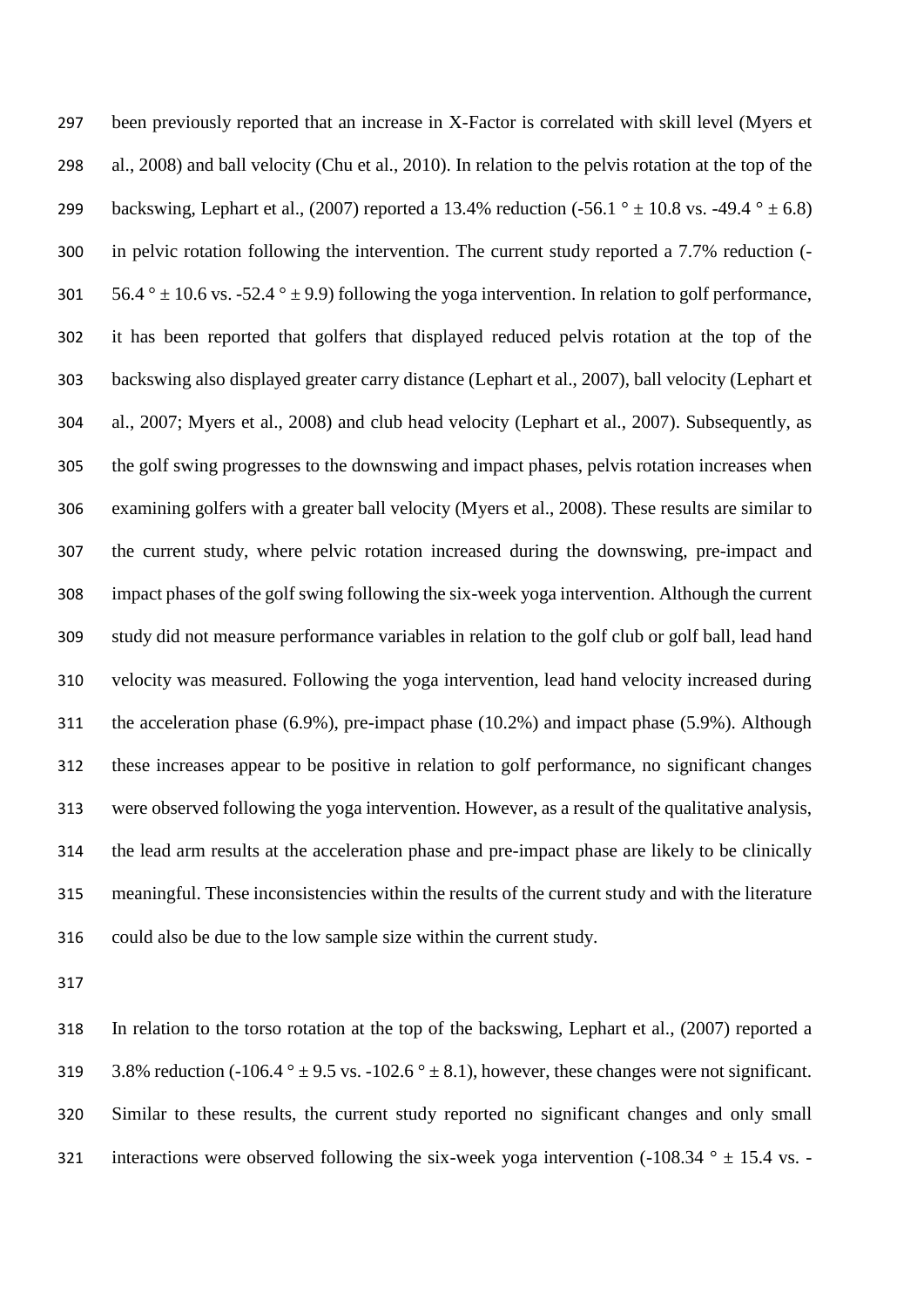been previously reported that an increase in X-Factor is correlated with skill level (Myers et al., 2008) and ball velocity (Chu et al., 2010). In relation to the pelvis rotation at the top of the backswing, Lephart et al., (2007) reported a 13.4% reduction (-56.1 ° ± 10.8 vs. -49.4 ° ± 6.8) in pelvic rotation following the intervention. The current study reported a 7.7% reduction (-56.4 ° ± 10.6 vs. -52.4 ° ± 9.9) following the yoga intervention. In relation to golf performance, it has been reported that golfers that displayed reduced pelvis rotation at the top of the backswing also displayed greater carry distance (Lephart et al., 2007), ball velocity (Lephart et al., 2007; Myers et al., 2008) and club head velocity (Lephart et al., 2007). Subsequently, as the golf swing progresses to the downswing and impact phases, pelvis rotation increases when examining golfers with a greater ball velocity (Myers et al., 2008). These results are similar to the current study, where pelvic rotation increased during the downswing, pre-impact and impact phases of the golf swing following the six-week yoga intervention. Although the current study did not measure performance variables in relation to the golf club or golf ball, lead hand velocity was measured. Following the yoga intervention, lead hand velocity increased during the acceleration phase (6.9%), pre-impact phase (10.2%) and impact phase (5.9%). Although these increases appear to be positive in relation to golf performance, no significant changes were observed following the yoga intervention. However, as a result of the qualitative analysis, the lead arm results at the acceleration phase and pre-impact phase are likely to be clinically meaningful. These inconsistencies within the results of the current study and with the literature could also be due to the low sample size within the current study.

In relation to the torso rotation at the top of the backswing, Lephart et al., (2007) reported a 3.8% reduction (-106.4 ° ± 9.5 vs. -102.6 ° ± 8.1), however, these changes were not significant. Similar to these results, the current study reported no significant changes and only small interactions were observed following the six-week yoga intervention (-108.34 ° ± 15.4 vs. -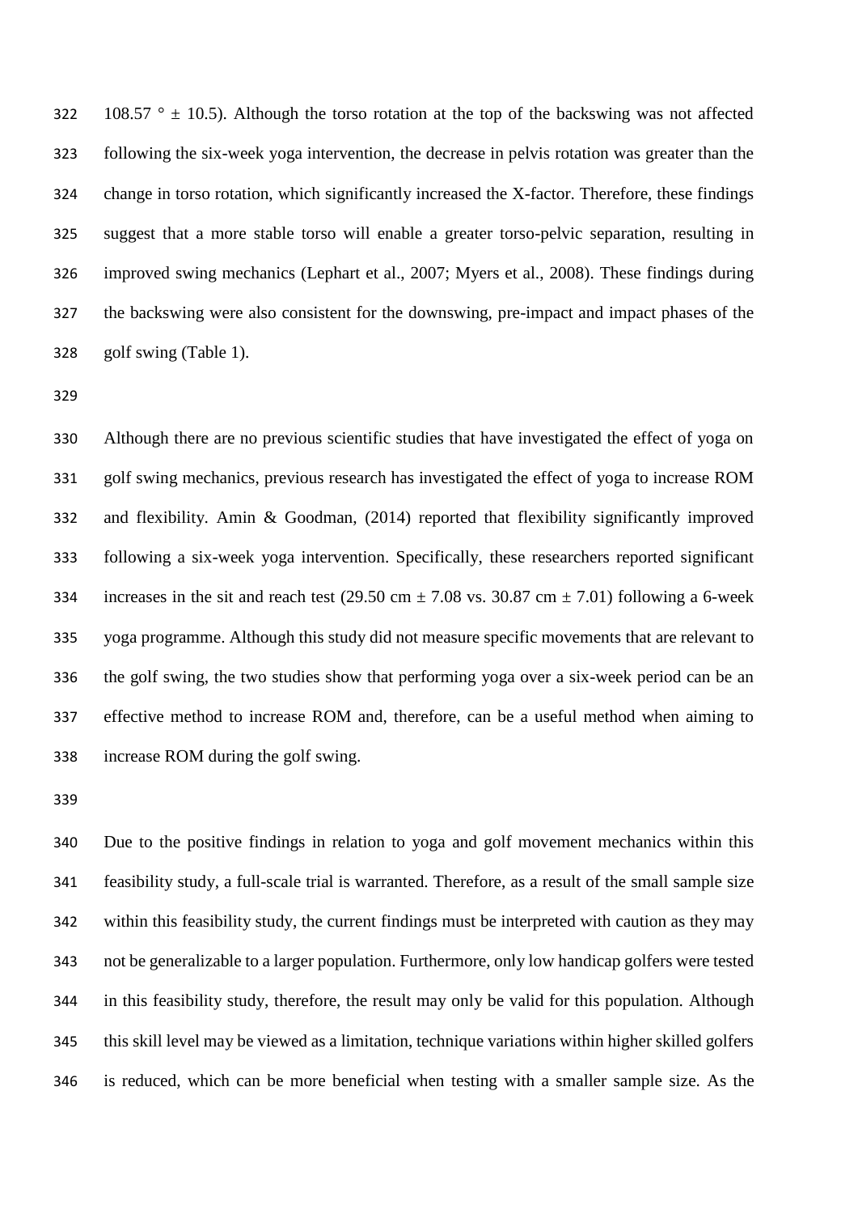108.57 ° ± 10.5). Although the torso rotation at the top of the backswing was not affected following the six-week yoga intervention, the decrease in pelvis rotation was greater than the change in torso rotation, which significantly increased the X-factor. Therefore, these findings suggest that a more stable torso will enable a greater torso-pelvic separation, resulting in improved swing mechanics (Lephart et al., 2007; Myers et al., 2008). These findings during the backswing were also consistent for the downswing, pre-impact and impact phases of the golf swing (Table 1).

Although there are no previous scientific studies that have investigated the effect of yoga on golf swing mechanics, previous research has investigated the effect of yoga to increase ROM and flexibility. Amin & Goodman, (2014) reported that flexibility significantly improved following a six-week yoga intervention. Specifically, these researchers reported significant increases in the sit and reach test (29.50 cm ± 7.08 vs. 30.87 cm ± 7.01) following a 6-week yoga programme. Although this study did not measure specific movements that are relevant to the golf swing, the two studies show that performing yoga over a six-week period can be an effective method to increase ROM and, therefore, can be a useful method when aiming to increase ROM during the golf swing.

Due to the positive findings in relation to yoga and golf movement mechanics within this feasibility study, a full-scale trial is warranted. Therefore, as a result of the small sample size within this feasibility study, the current findings must be interpreted with caution as they may not be generalizable to a larger population. Furthermore, only low handicap golfers were tested in this feasibility study, therefore, the result may only be valid for this population. Although this skill level may be viewed as a limitation, technique variations within higher skilled golfers is reduced, which can be more beneficial when testing with a smaller sample size. As the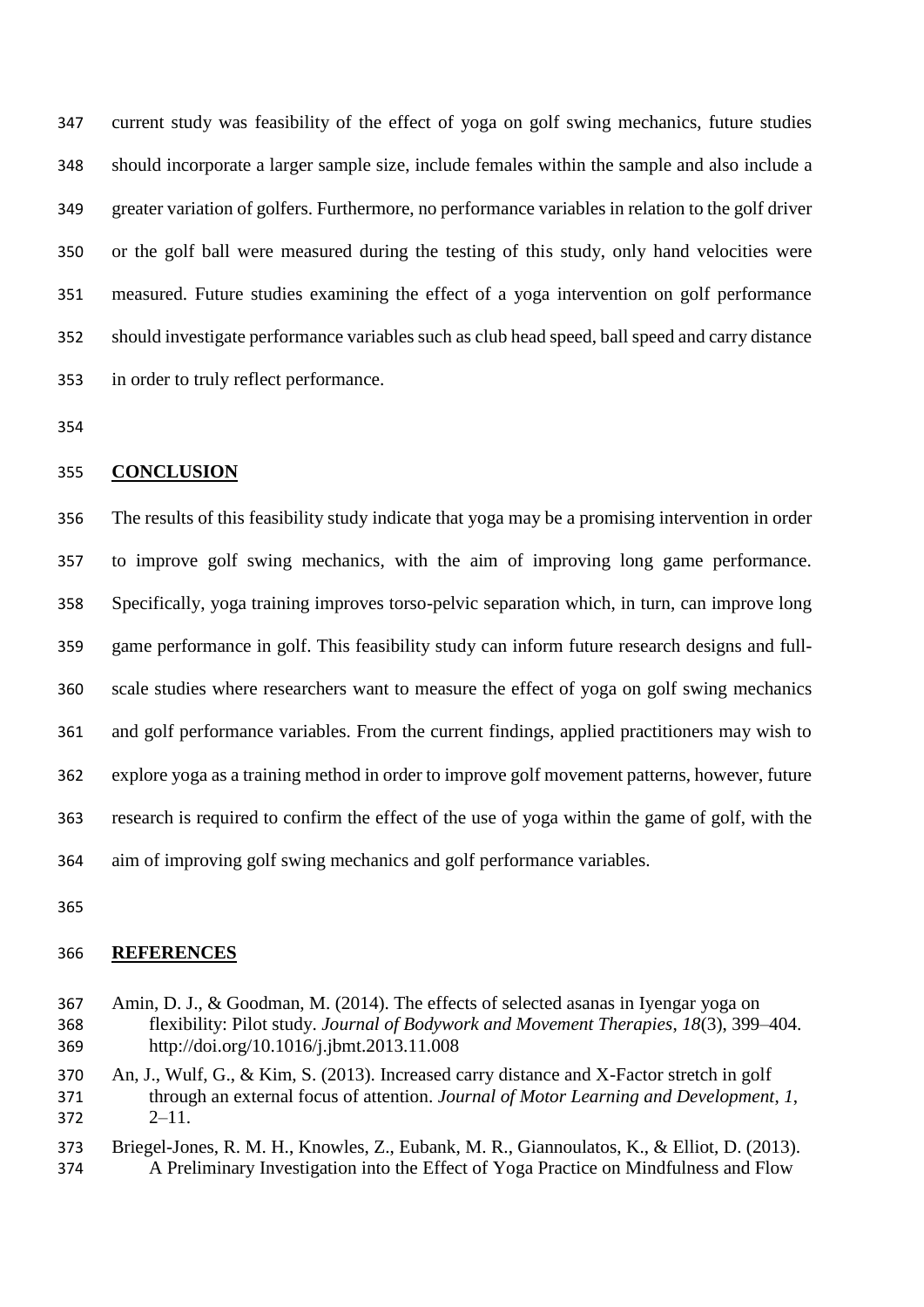current study was feasibility of the effect of yoga on golf swing mechanics, future studies should incorporate a larger sample size, include females within the sample and also include a greater variation of golfers. Furthermore, no performance variables in relation to the golf driver or the golf ball were measured during the testing of this study, only hand velocities were measured. Future studies examining the effect of a yoga intervention on golf performance should investigate performance variables such as club head speed, ball speed and carry distance in order to truly reflect performance.

## CONCLUSION

The results of this feasibility study indicate that yoga may be a promising intervention in order to improve golf swing mechanics, with the aim of improving long game performance. Specifically, yoga training improves torso-pelvic separation which, in turn, can improve long game performance in golf. This feasibility study can inform future research designs and full-scale studies where researchers want to measure the effect of yoga on golf swing mechanics and golf performance variables. From the current findings, applied practitioners may wish to explore yoga as a training method in order to improve golf movement patterns, however, future research is required to confirm the effect of the use of yoga within the game of golf, with the aim of improving golf swing mechanics and golf performance variables.

## REFERENCES

Amin, D. J., & Goodman, M. (2014). The effects of selected asanas in Iyengar yoga on flexibility: Pilot study. *Journal of Bodywork and Movement Therapies*, *18*(3), 399–404. http://doi.org/10.1016/j.jbmt.2013.11.008

An, J., Wulf, G., & Kim, S. (2013). Increased carry distance and X-Factor stretch in golf through an external focus of attention. *Journal of Motor Learning and Development*, *1*, 2–11.

Briegel-Jones, R. M. H., Knowles, Z., Eubank, M. R., Giannoulatos, K., & Elliot, D. (2013). A Preliminary Investigation into the Effect of Yoga Practice on Mindfulness and Flow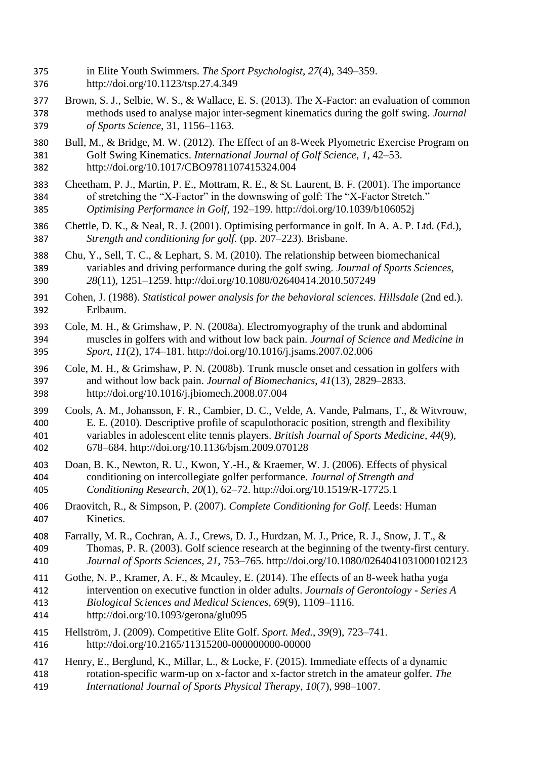in Elite Youth Swimmers. *The Sport Psychologist*, *27*(4), 349–359. http://doi.org/10.1123/tsp.27.4.349

Brown, S. J., Selbie, W. S., & Wallace, E. S. (2013). The X-Factor: an evaluation of common methods used to analyse major inter-segment kinematics during the golf swing. *Journal of Sports Science*, 31, 1156–1163.

Bull, M., & Bridge, M. W. (2012). The Effect of an 8-Week Plyometric Exercise Program on Golf Swing Kinematics. *International Journal of Golf Science*, *1*, 42–53. http://doi.org/10.1017/CBO9781107415324.004

Cheetham, P. J., Martin, P. E., Mottram, R. E., & St. Laurent, B. F. (2001). The importance of stretching the "X-Factor" in the downswing of golf: The "X-Factor Stretch." *Optimising Performance in Golf*, 192–199. http://doi.org/10.1039/b106052j

Chettle, D. K., & Neal, R. J. (2001). Optimising performance in golf. In A. A. P. Ltd. (Ed.), *Strength and conditioning for golf.* (pp. 207–223). Brisbane.

Chu, Y., Sell, T. C., & Lephart, S. M. (2010). The relationship between biomechanical variables and driving performance during the golf swing. *Journal of Sports Sciences*, *28*(11), 1251–1259. http://doi.org/10.1080/02640414.2010.507249

Cohen, J. (1988). *Statistical power analysis for the behavioral sciences*. *Hillsdale* (2nd ed.). Erlbaum.

Cole, M. H., & Grimshaw, P. N. (2008a). Electromyography of the trunk and abdominal muscles in golfers with and without low back pain. *Journal of Science and Medicine in Sport*, *11*(2), 174–181. http://doi.org/10.1016/j.jsams.2007.02.006

Cole, M. H., & Grimshaw, P. N. (2008b). Trunk muscle onset and cessation in golfers with and without low back pain. *Journal of Biomechanics*, *41*(13), 2829–2833. http://doi.org/10.1016/j.jbiomech.2008.07.004

Cools, A. M., Johansson, F. R., Cambier, D. C., Velde, A. Vande, Palmans, T., & Witvrouw, E. E. (2010). Descriptive profile of scapulothoracic position, strength and flexibility variables in adolescent elite tennis players. *British Journal of Sports Medicine*, *44*(9), 678–684. http://doi.org/10.1136/bjsm.2009.070128

Doan, B. K., Newton, R. U., Kwon, Y.-H., & Kraemer, W. J. (2006). Effects of physical conditioning on intercollegiate golfer performance. *Journal of Strength and Conditioning Research*, *20*(1), 62–72. http://doi.org/10.1519/R-17725.1

Draovitch, R., & Simpson, P. (2007). *Complete Conditioning for Golf*. Leeds: Human Kinetics.

Farrally, M. R., Cochran, A. J., Crews, D. J., Hurdzan, M. J., Price, R. J., Snow, J. T., & Thomas, P. R. (2003). Golf science research at the beginning of the twenty-first century. *Journal of Sports Sciences*, *21*, 753–765. http://doi.org/10.1080/0264041031000102123

Gothe, N. P., Kramer, A. F., & Mcauley, E. (2014). The effects of an 8-week hatha yoga intervention on executive function in older adults. *Journals of Gerontology - Series A Biological Sciences and Medical Sciences*, *69*(9), 1109–1116. http://doi.org/10.1093/gerona/glu095

Hellström, J. (2009). Competitive Elite Golf. *Sport. Med.*, *39*(9), 723–741. http://doi.org/10.2165/11315200-000000000-00000

Henry, E., Berglund, K., Millar, L., & Locke, F. (2015). Immediate effects of a dynamic rotation-specific warm-up on x-factor and x-factor stretch in the amateur golfer. *The International Journal of Sports Physical Therapy*, *10*(7), 998–1007.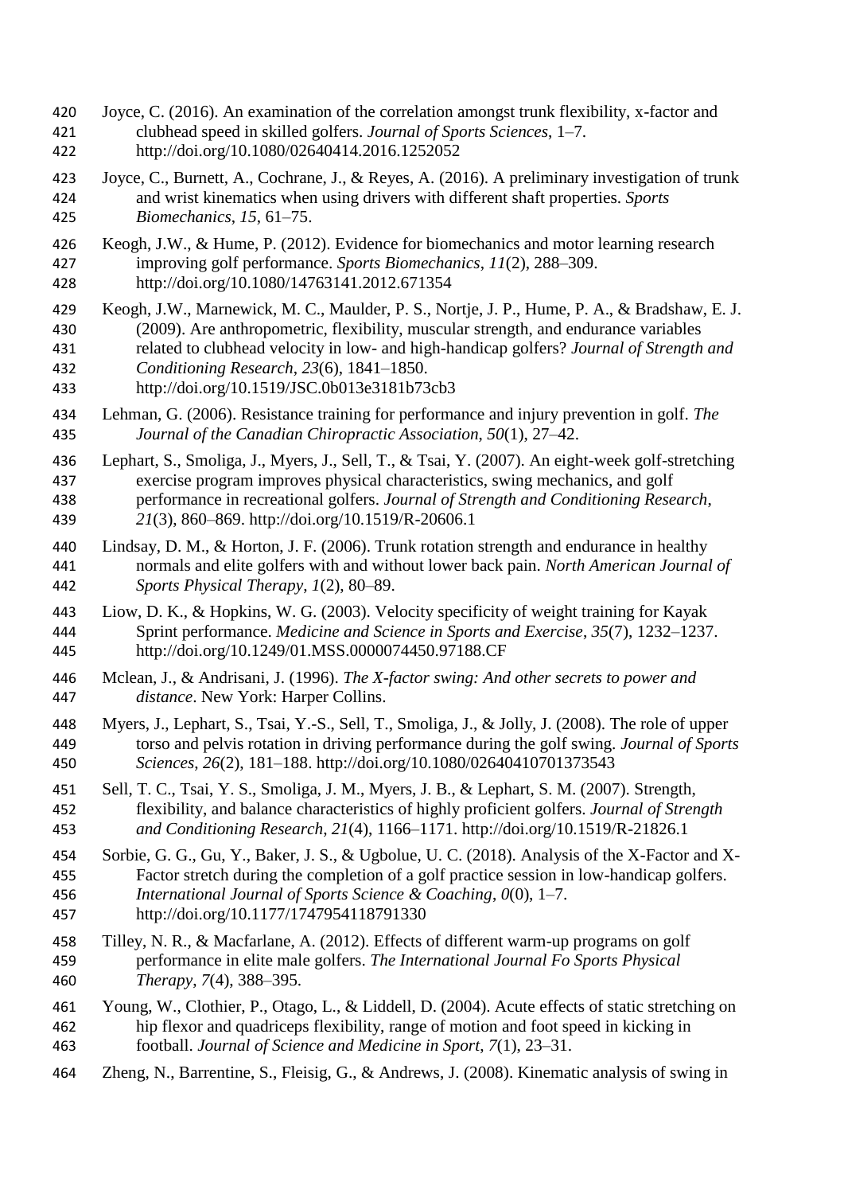Joyce, C. (2016). An examination of the correlation amongst trunk flexibility, x-factor and clubhead speed in skilled golfers. *Journal of Sports Sciences*, 1–7. http://doi.org/10.1080/02640414.2016.1252052

Joyce, C., Burnett, A., Cochrane, J., & Reyes, A. (2016). A preliminary investigation of trunk and wrist kinematics when using drivers with different shaft properties. *Sports Biomechanics*, *15*, 61–75.

Keogh, J.W., & Hume, P. (2012). Evidence for biomechanics and motor learning research improving golf performance. *Sports Biomechanics*, *11*(2), 288–309. http://doi.org/10.1080/14763141.2012.671354

Keogh, J.W., Marnewick, M. C., Maulder, P. S., Nortje, J. P., Hume, P. A., & Bradshaw, E. J. (2009). Are anthropometric, flexibility, muscular strength, and endurance variables related to clubhead velocity in low- and high-handicap golfers? *Journal of Strength and Conditioning Research*, *23*(6), 1841–1850. http://doi.org/10.1519/JSC.0b013e3181b73cb3

Lehman, G. (2006). Resistance training for performance and injury prevention in golf. *The Journal of the Canadian Chiropractic Association*, *50*(1), 27–42.

Lephart, S., Smoliga, J., Myers, J., Sell, T., & Tsai, Y. (2007). An eight-week golf-stretching exercise program improves physical characteristics, swing mechanics, and golf performance in recreational golfers. *Journal of Strength and Conditioning Research*, *21*(3), 860–869. http://doi.org/10.1519/R-20606.1

Lindsay, D. M., & Horton, J. F. (2006). Trunk rotation strength and endurance in healthy normals and elite golfers with and without lower back pain. *North American Journal of Sports Physical Therapy*, *1*(2), 80–89.

Liow, D. K., & Hopkins, W. G. (2003). Velocity specificity of weight training for Kayak Sprint performance. *Medicine and Science in Sports and Exercise*, *35*(7), 1232–1237. http://doi.org/10.1249/01.MSS.0000074450.97188.CF

Mclean, J., & Andrisani, J. (1996). *The X-factor swing: And other secrets to power and distance*. New York: Harper Collins.

Myers, J., Lephart, S., Tsai, Y.-S., Sell, T., Smoliga, J., & Jolly, J. (2008). The role of upper torso and pelvis rotation in driving performance during the golf swing. *Journal of Sports Sciences*, *26*(2), 181–188. http://doi.org/10.1080/02640410701373543

Sell, T. C., Tsai, Y. S., Smoliga, J. M., Myers, J. B., & Lephart, S. M. (2007). Strength, flexibility, and balance characteristics of highly proficient golfers. *Journal of Strength and Conditioning Research*, *21*(4), 1166–1171. http://doi.org/10.1519/R-21826.1

Sorbie, G. G., Gu, Y., Baker, J. S., & Ugbolue, U. C. (2018). Analysis of the X-Factor and X-Factor stretch during the completion of a golf practice session in low-handicap golfers. *International Journal of Sports Science & Coaching*, *0*(0), 1–7. http://doi.org/10.1177/1747954118791330

Tilley, N. R., & Macfarlane, A. (2012). Effects of different warm-up programs on golf performance in elite male golfers. *The International Journal Fo Sports Physical Therapy*, *7*(4), 388–395.

Young, W., Clothier, P., Otago, L., & Liddell, D. (2004). Acute effects of static stretching on hip flexor and quadriceps flexibility, range of motion and foot speed in kicking in football. *Journal of Science and Medicine in Sport*, *7*(1), 23–31.

Zheng, N., Barrentine, S., Fleisig, G., & Andrews, J. (2008). Kinematic analysis of swing in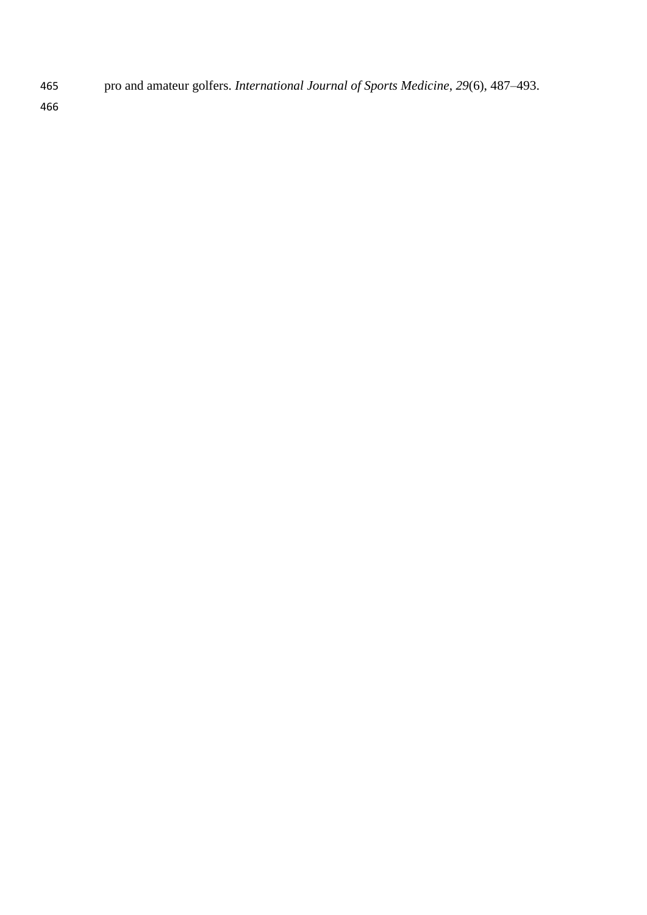pro and amateur golfers. *International Journal of Sports Medicine*, *29*(6), 487–493.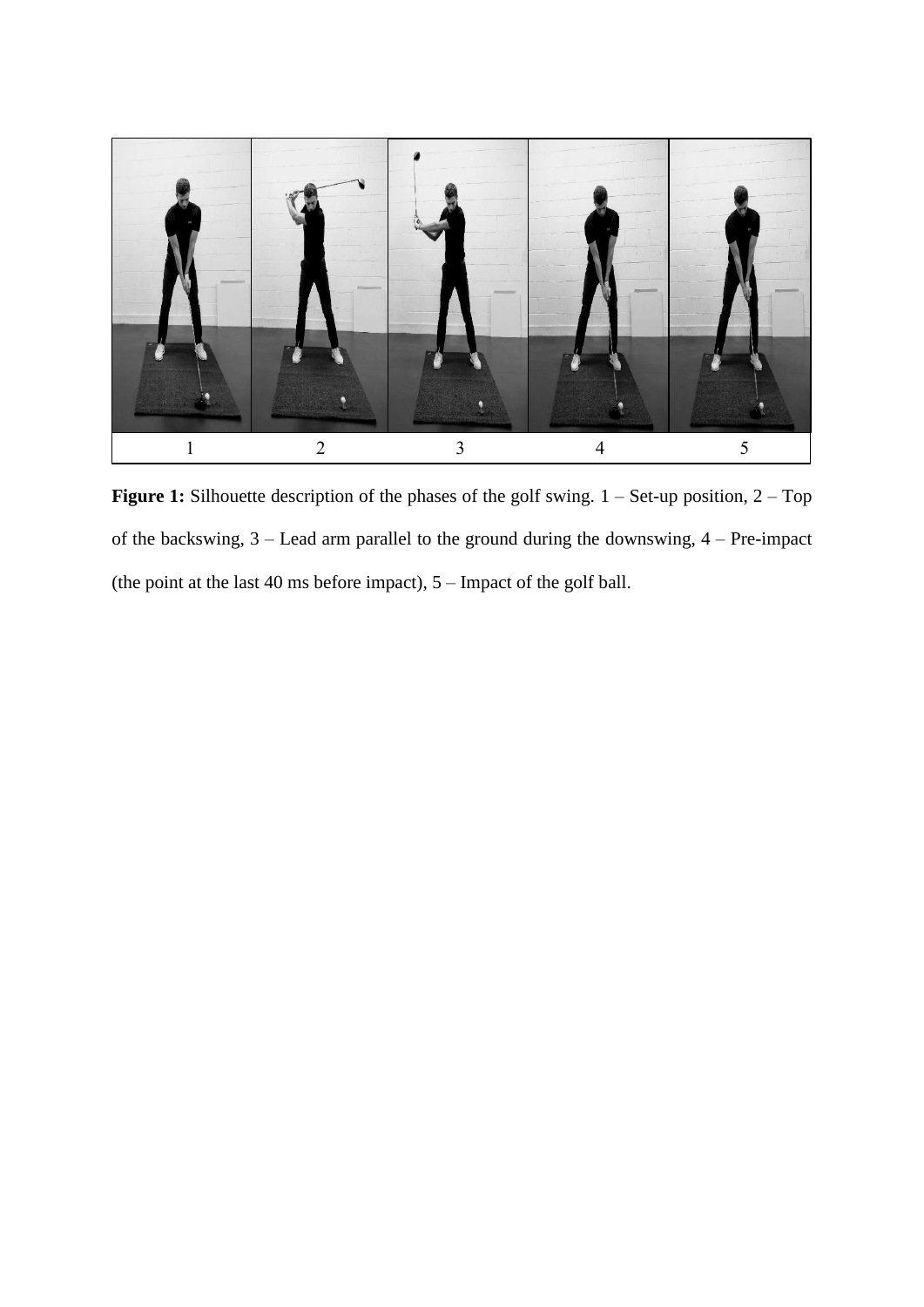| 1 | 2 | 3 | 4 | 5 |
|---|---|---|---|---|

**Figure 1:** Silhouette description of the phases of the golf swing. 1 – Set-up position, 2 – Top of the backswing, 3 – Lead arm parallel to the ground during the downswing, 4 – Pre-impact (the point at the last 40 ms before impact), 5 – Impact of the golf ball.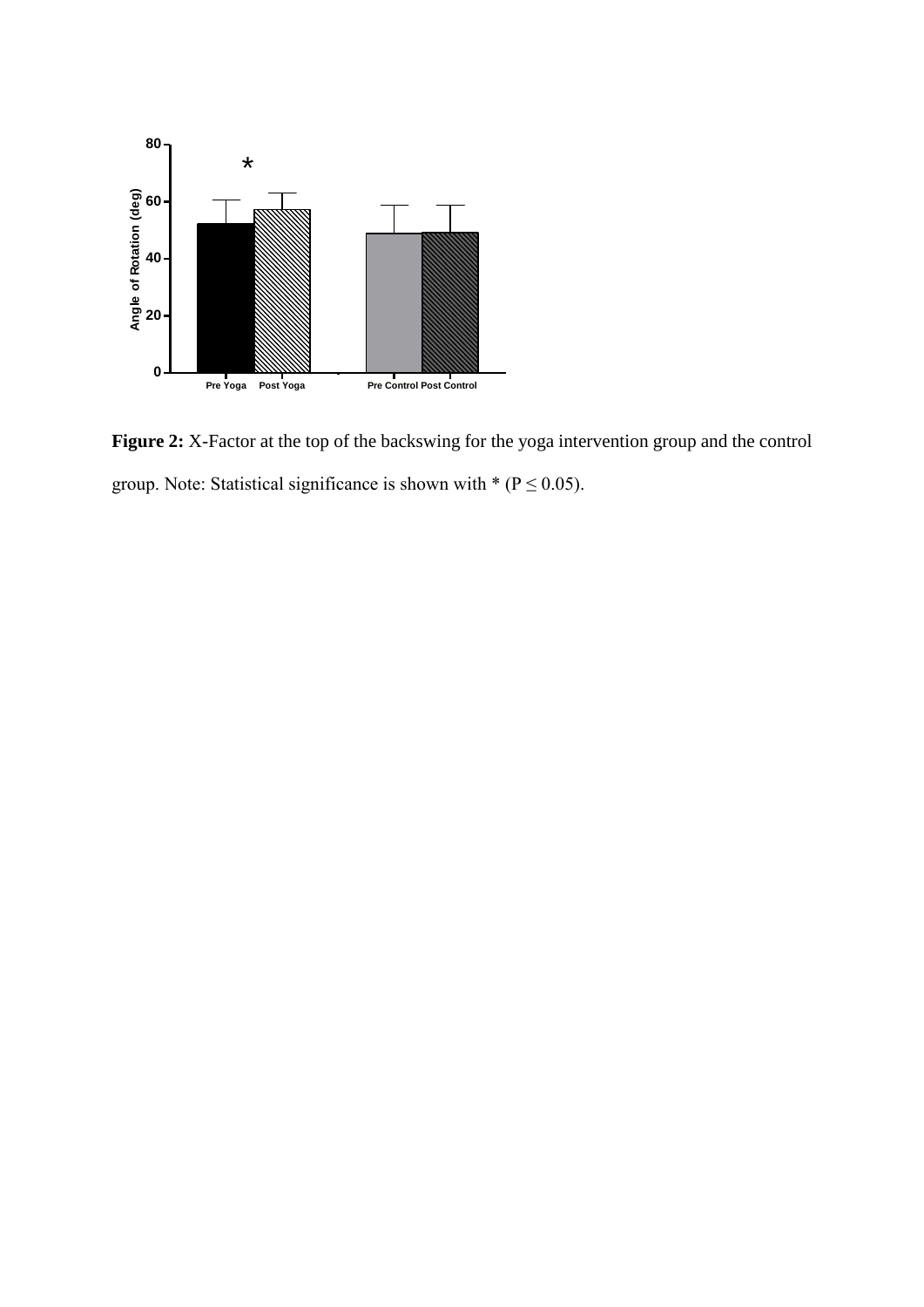**Figure 2:** X-Factor at the top of the backswing for the yoga intervention group and the control group. Note: Statistical significance is shown with * ($P \leq 0.05$).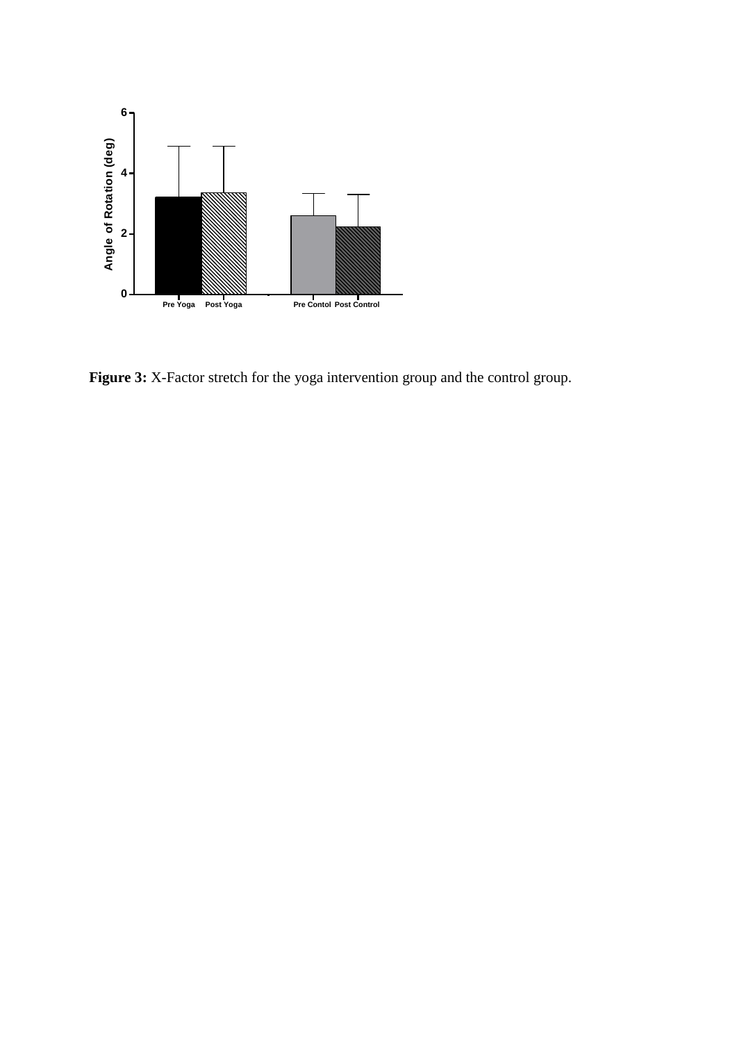**Figure 3:** X-Factor stretch for the yoga intervention group and the control group.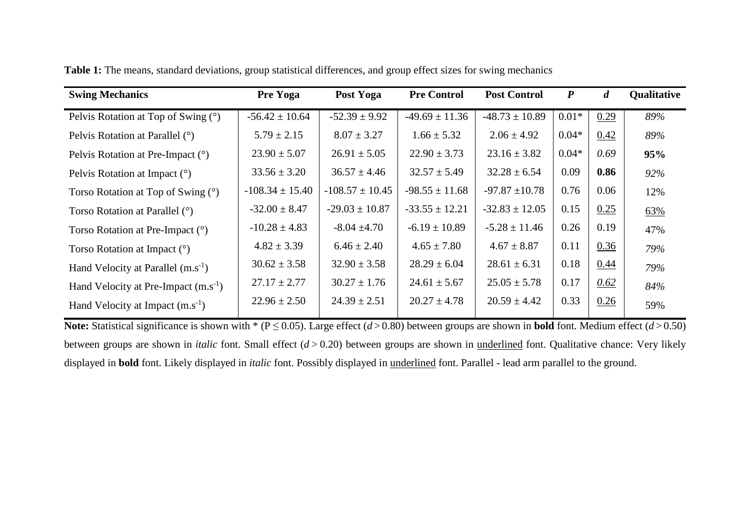**Table 1:** The means, standard deviations, group statistical differences, and group effect sizes for swing mechanics

| Swing Mechanics | Pre Yoga | Post Yoga | Pre Control | Post Control | *P* | *d* | Qualitative |
|---|---|---|---|---|---|---|---|
| Pelvis Rotation at Top of Swing (°) | -56.42 ± 10.64 | -52.39 ± 9.92 | -49.69 ± 11.36 | -48.73 ± 10.89 | 0.01* | <u>0.29</u> | *89%* |
| Pelvis Rotation at Parallel (°) | 5.79 ± 2.15 | 8.07 ± 3.27 | 1.66 ± 5.32 | 2.06 ± 4.92 | 0.04* | <u>0.42</u> | *89%* |
| Pelvis Rotation at Pre-Impact (°) | 23.90 ± 5.07 | 26.91 ± 5.05 | 22.90 ± 3.73 | 23.16 ± 3.82 | 0.04* | *0.69* | **95%** |
| Pelvis Rotation at Impact (°) | 33.56 ± 3.20 | 36.57 ± 4.46 | 32.57 ± 5.49 | 32.28 ± 6.54 | 0.09 | **0.86** | *92%* |
| Torso Rotation at Top of Swing (°) | -108.34 ± 15.40 | -108.57 ± 10.45 | -98.55 ± 11.68 | -97.87 ±10.78 | 0.76 | 0.06 | 12% |
| Torso Rotation at Parallel (°) | -32.00 ± 8.47 | -29.03 ± 10.87 | -33.55 ± 12.21 | -32.83 ± 12.05 | 0.15 | <u>0.25</u> | <u>63%</u> |
| Torso Rotation at Pre-Impact (°) | -10.28 ± 4.83 | -8.04 ±4.70 | -6.19 ± 10.89 | -5.28 ± 11.46 | 0.26 | 0.19 | 47% |
| Torso Rotation at Impact (°) | 4.82 ± 3.39 | 6.46 ± 2.40 | 4.65 ± 7.80 | 4.67 ± 8.87 | 0.11 | <u>0.36</u> | *79%* |
| Hand Velocity at Parallel ($m.s^{-1}$) | 30.62 ± 3.58 | 32.90 ± 3.58 | 28.29 ± 6.04 | 28.61 ± 6.31 | 0.18 | <u>0.44</u> | *79%* |
| Hand Velocity at Pre-Impact ($m.s^{-1}$) | 27.17 ± 2.77 | 30.27 ± 1.76 | 24.61 ± 5.67 | 25.05 ± 5.78 | 0.17 | <u>*0.62*</u> | *84%* |
| Hand Velocity at Impact ($m.s^{-1}$) | 22.96 ± 2.50 | 24.39 ± 2.51 | 20.27 ± 4.78 | 20.59 ± 4.42 | 0.33 | <u>0.26</u> | 59% |

**Note:** Statistical significance is shown with * ($P \leq 0.05$). Large effect ($d > 0.80$) between groups are shown in **bold** font. Medium effect ($d > 0.50$) between groups are shown in *italic* font. Small effect ($d > 0.20$) between groups are shown in <u>underlined</u> font. Qualitative chance: Very likely displayed in **bold** font. Likely displayed in *italic* font. Possibly displayed in <u>underlined</u> font. Parallel - lead arm parallel to the ground.